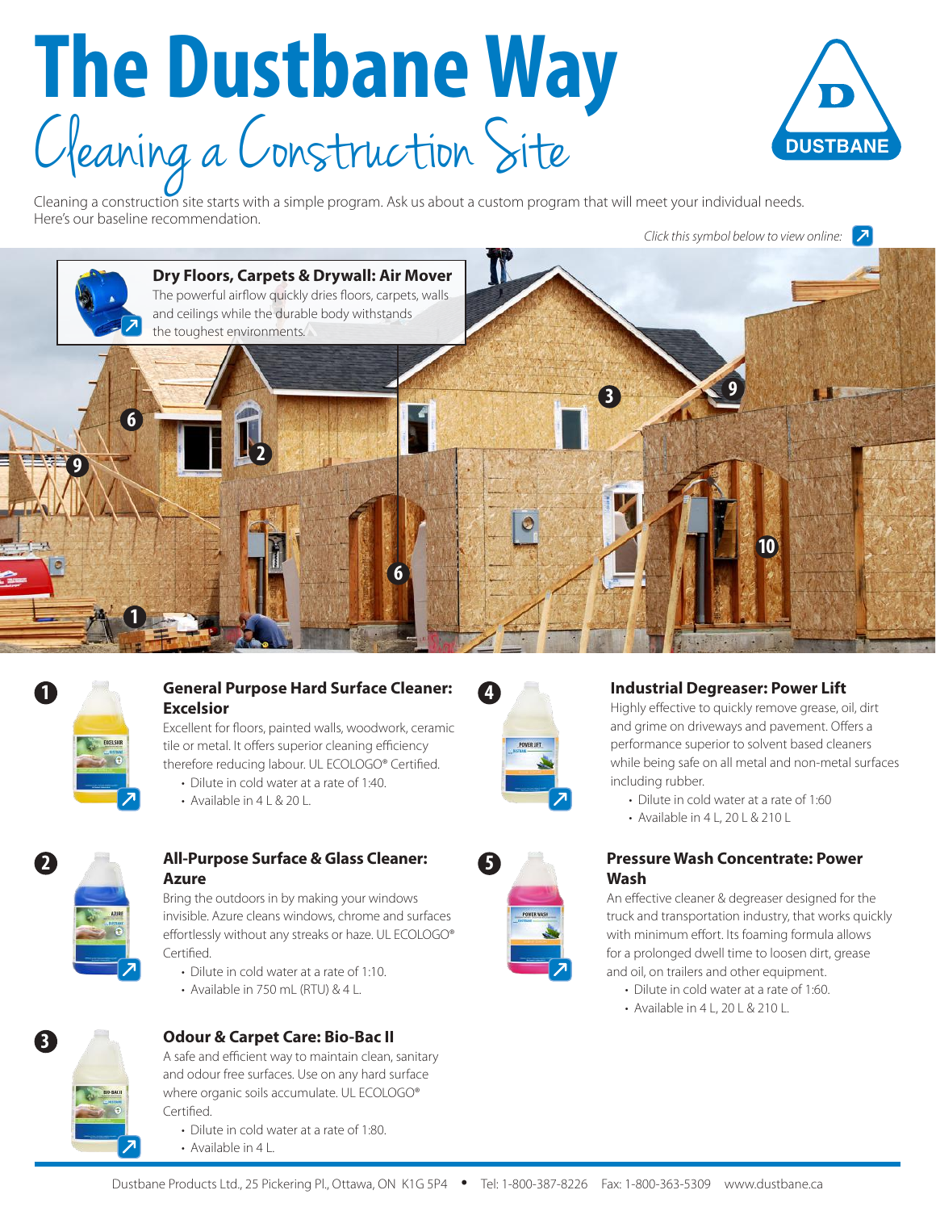# The Dustbane Way

## Cleaning a Construction Site

Cleaning a construction site starts with a simple program. Ask us about a custom program that will meet your individual needs. Here's our baseline recommendation.

*Click this symbol below to view online:*

**Dry Floors, Carpets & Drywall: Air Mover**
The powerful airflow quickly dries floors, carpets, walls and ceilings while the durable body withstands the toughest environments.

### 1 General Purpose Hard Surface Cleaner: Excelsior

Excellent for floors, painted walls, woodwork, ceramic tile or metal. It offers superior cleaning efficiency therefore reducing labour. UL ECOLOGO® Certified.

- Dilute in cold water at a rate of 1:40.
- Available in 4 L & 20 L.

### 2 All-Purpose Surface & Glass Cleaner: Azure

Bring the outdoors in by making your windows invisible. Azure cleans windows, chrome and surfaces effortlessly without any streaks or haze. UL ECOLOGO® Certified.

- Dilute in cold water at a rate of 1:10.
- Available in 750 mL (RTU) & 4 L.

### 3 Odour & Carpet Care: Bio-Bac II

A safe and efficient way to maintain clean, sanitary and odour free surfaces. Use on any hard surface where organic soils accumulate. UL ECOLOGO® Certified.

- Dilute in cold water at a rate of 1:80.
- Available in 4 L.

### 4 Industrial Degreaser: Power Lift

Highly effective to quickly remove grease, oil, dirt and grime on driveways and pavement. Offers a performance superior to solvent based cleaners while being safe on all metal and non-metal surfaces including rubber.

- Dilute in cold water at a rate of 1:60
- Available in 4 L, 20 L & 210 L

### 5 Pressure Wash Concentrate: Power Wash

An effective cleaner & degreaser designed for the truck and transportation industry, that works quickly with minimum effort. Its foaming formula allows for a prolonged dwell time to loosen dirt, grease and oil, on trailers and other equipment.

- Dilute in cold water at a rate of 1:60.
- Available in 4 L, 20 L & 210 L.

Dustbane Products Ltd., 25 Pickering Pl., Ottawa, ON K1G 5P4 • Tel: 1-800-387-8226 Fax: 1-800-363-5309 www.dustbane.ca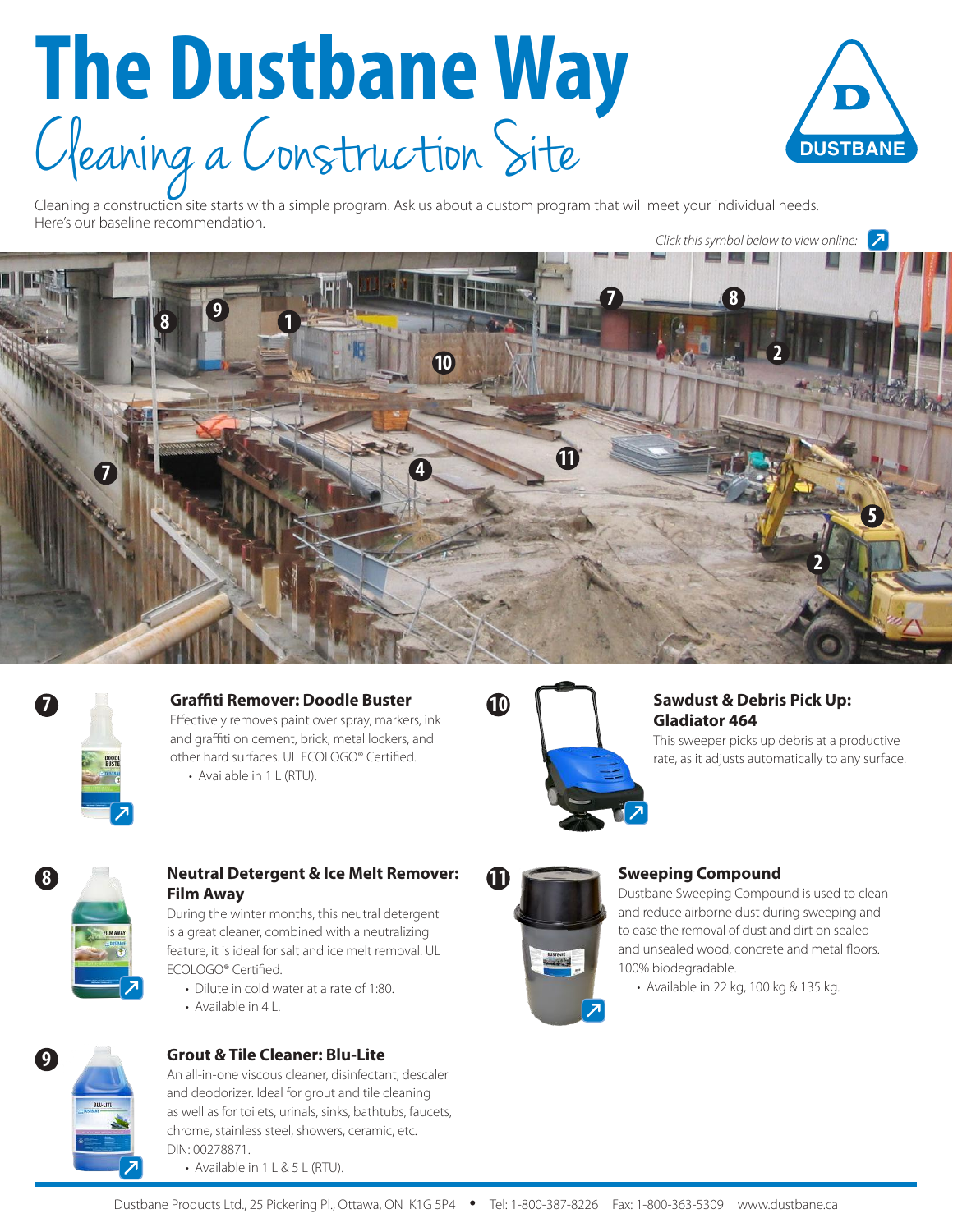# The Dustbane Way

## Cleaning a Construction Site

Cleaning a construction site starts with a simple program. Ask us about a custom program that will meet your individual needs. Here's our baseline recommendation.

*Click this symbol below to view online:* ↗

**7** 

### Graffiti Remover: Doodle Buster

Effectively removes paint over spray, markers, ink and graffiti on cement, brick, metal lockers, and other hard surfaces. UL ECOLOGO® Certified.

- Available in 1 L (RTU).

**8** 

### Neutral Detergent & Ice Melt Remover: Film Away

During the winter months, this neutral detergent is a great cleaner, combined with a neutralizing feature, it is ideal for salt and ice melt removal. UL ECOLOGO® Certified.

- Dilute in cold water at a rate of 1:80.
- Available in 4 L.

**9** 

### Grout & Tile Cleaner: Blu-Lite

An all-in-one viscous cleaner, disinfectant, descaler and deodorizer. Ideal for grout and tile cleaning as well as for toilets, urinals, sinks, bathtubs, faucets, chrome, stainless steel, showers, ceramic, etc. DIN: 00278871.

- Available in 1 L & 5 L (RTU).

**10** 

### Sawdust & Debris Pick Up: Gladiator 464

This sweeper picks up debris at a productive rate, as it adjusts automatically to any surface.

**11** 

### Sweeping Compound

Dustbane Sweeping Compound is used to clean and reduce airborne dust during sweeping and to ease the removal of dust and dirt on sealed and unsealed wood, concrete and metal floors. 100% biodegradable.

- Available in 22 kg, 100 kg & 135 kg.

Dustbane Products Ltd., 25 Pickering Pl., Ottawa, ON K1G 5P4 • Tel: 1-800-387-8226 Fax: 1-800-363-5309 www.dustbane.ca